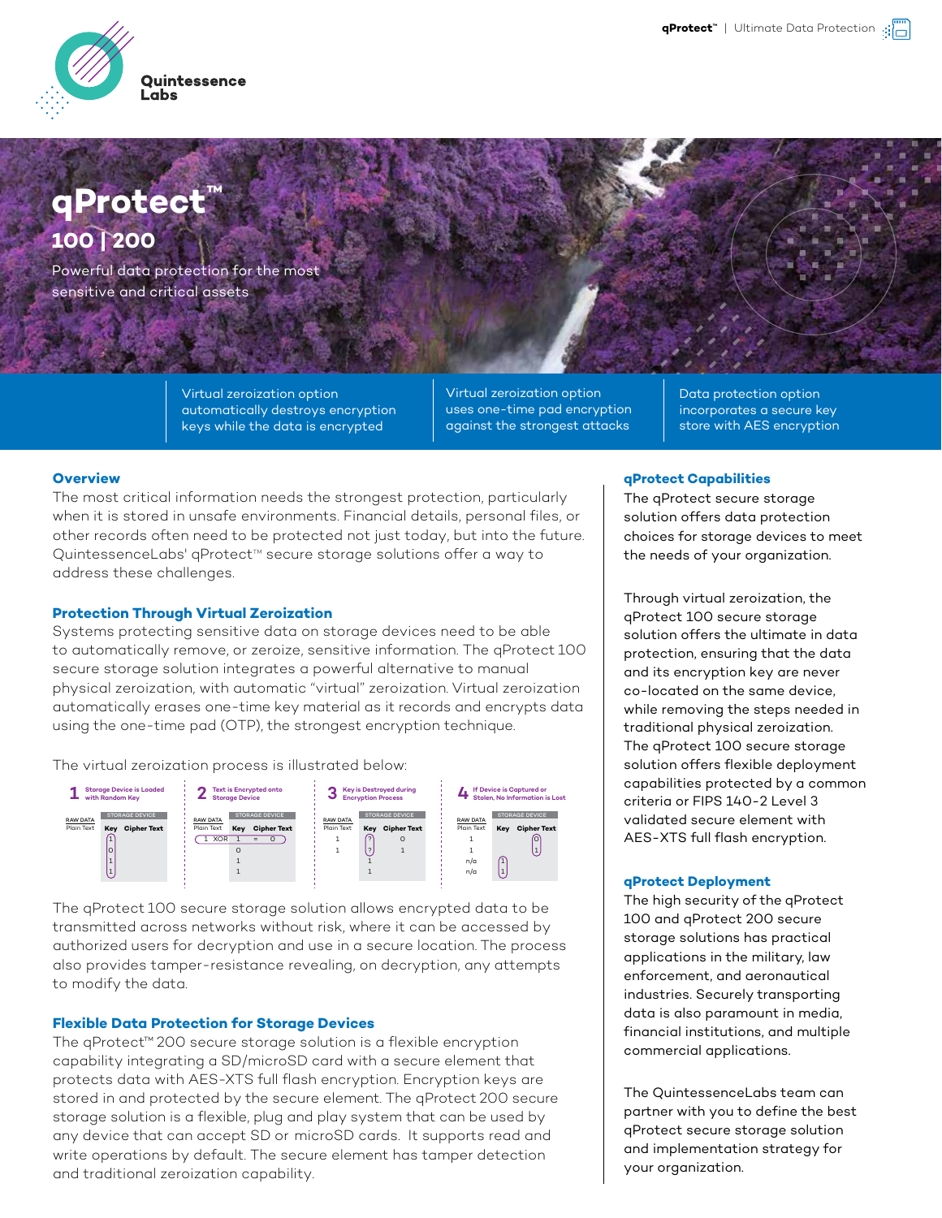# qProtect™

## 100 | 200

Powerful data protection for the most sensitive and critical assets

Virtual zeroization option automatically destroys encryption keys while the data is encrypted

Virtual zeroization option uses one-time pad encryption against the strongest attacks

Data protection option incorporates a secure key store with AES encryption

### Overview

The most critical information needs the strongest protection, particularly when it is stored in unsafe environments. Financial details, personal files, or other records often need to be protected not just today, but into the future. QuintessenceLabs' qProtect™ secure storage solutions offer a way to address these challenges.

### Protection Through Virtual Zeroization

Systems protecting sensitive data on storage devices need to be able to automatically remove, or zeroize, sensitive information. The qProtect 100 secure storage solution integrates a powerful alternative to manual physical zeroization, with automatic "virtual" zeroization. Virtual zeroization automatically erases one-time key material as it records and encrypts data using the one-time pad (OTP), the strongest encryption technique.

The virtual zeroization process is illustrated below:

1. Storage Device is Loaded with Random Key
2. Text is Encrypted onto Storage Device
3. Key is Destroyed during Encryption Process
4. If Device is Captured or Stolen, No Information is Lost

The qProtect 100 secure storage solution allows encrypted data to be transmitted across networks without risk, where it can be accessed by authorized users for decryption and use in a secure location. The process also provides tamper-resistance revealing, on decryption, any attempts to modify the data.

### Flexible Data Protection for Storage Devices

The qProtect™ 200 secure storage solution is a flexible encryption capability integrating a SD/microSD card with a secure element that protects data with AES-XTS full flash encryption. Encryption keys are stored in and protected by the secure element. The qProtect 200 secure storage solution is a flexible, plug and play system that can be used by any device that can accept SD or microSD cards. It supports read and write operations by default. The secure element has tamper detection and traditional zeroization capability.

### qProtect Capabilities

The qProtect secure storage solution offers data protection choices for storage devices to meet the needs of your organization.

Through virtual zeroization, the qProtect 100 secure storage solution offers the ultimate in data protection, ensuring that the data and its encryption key are never co-located on the same device, while removing the steps needed in traditional physical zeroization. The qProtect 100 secure storage solution offers flexible deployment capabilities protected by a common criteria or FIPS 140-2 Level 3 validated secure element with AES-XTS full flash encryption.

### qProtect Deployment

The high security of the qProtect 100 and qProtect 200 secure storage solutions has practical applications in the military, law enforcement, and aeronautical industries. Securely transporting data is also paramount in media, financial institutions, and multiple commercial applications.

The QuintessenceLabs team can partner with you to define the best qProtect secure storage solution and implementation strategy for your organization.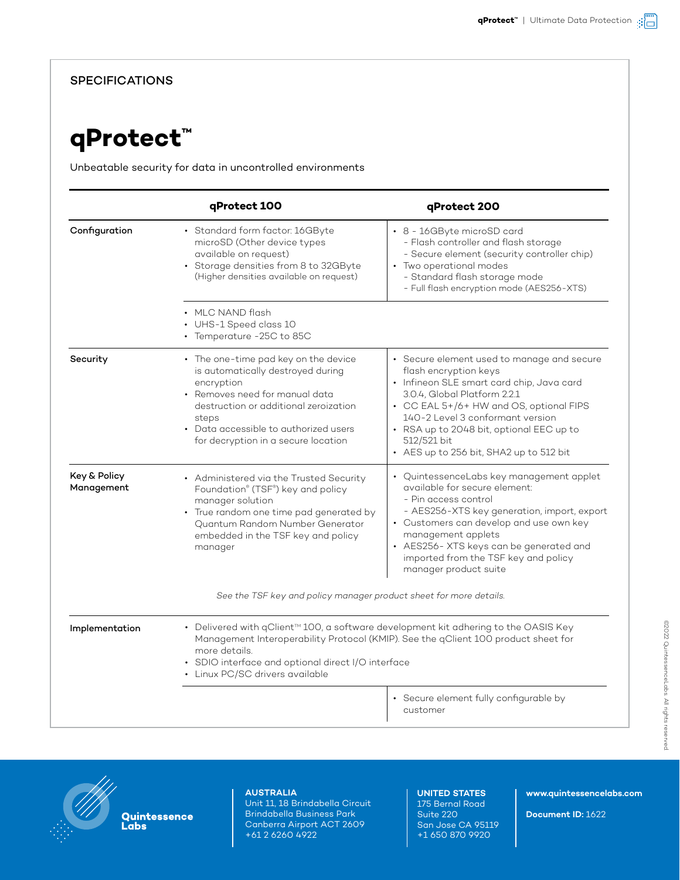SPECIFICATIONS

# qProtect™

Unbeatable security for data in uncontrolled environments

| | qProtect 100 | qProtect 200 |
|---|---|---|
| Configuration | • Standard form factor: 16GByte microSD (Other device types available on request)<br>• Storage densities from 8 to 32GByte (Higher densities available on request) | • 8 - 16GByte microSD card<br>- Flash controller and flash storage<br>- Secure element (security controller chip)<br>• Two operational modes<br>- Standard flash storage mode<br>- Full flash encryption mode (AES256-XTS) |
| | • MLC NAND flash<br>• UHS-1 Speed class 10<br>• Temperature -25C to 85C | |
| Security | • The one-time pad key on the device is automatically destroyed during encryption<br>• Removes need for manual data destruction or additional zeroization steps<br>• Data accessible to authorized users for decryption in a secure location | • Secure element used to manage and secure flash encryption keys<br>• Infineon SLE smart card chip, Java card 3.0.4, Global Platform 2.2.1<br>• CC EAL 5+/6+ HW and OS, optional FIPS 140-2 Level 3 conformant version<br>• RSA up to 2048 bit, optional EEC up to 512/521 bit<br>• AES up to 256 bit, SHA2 up to 512 bit |
| Key & Policy Management | • Administered via the Trusted Security Foundation® (TSF®) key and policy manager solution<br>• True random one time pad generated by Quantum Random Number Generator embedded in the TSF key and policy manager | • QuintessenceLabs key management applet available for secure element:<br>- Pin access control<br>- AES256-XTS key generation, import, export<br>• Customers can develop and use own key management applets<br>• AES256- XTS keys can be generated and imported from the TSF key and policy manager product suite |
| | *See the TSF key and policy manager product sheet for more details.* | |
| Implementation | • Delivered with qClient™ 100, a software development kit adhering to the OASIS Key Management Interoperability Protocol (KMIP). See the qClient 100 product sheet for more details.<br>• SDIO interface and optional direct I/O interface<br>• Linux PC/SC drivers available | |
| | | • Secure element fully configurable by customer |

©2022 QuintessenceLabs All rights reserved

Quintessence Labs

**AUSTRALIA**
Unit 11, 18 Brindabella Circuit
Brindabella Business Park
Canberra Airport ACT 2609
+61 2 6260 4922

**UNITED STATES**
175 Bernal Road
Suite 220
San Jose CA 95119
+1 650 870 9920

**www.quintessencelabs.com**

**Document ID:** 1622